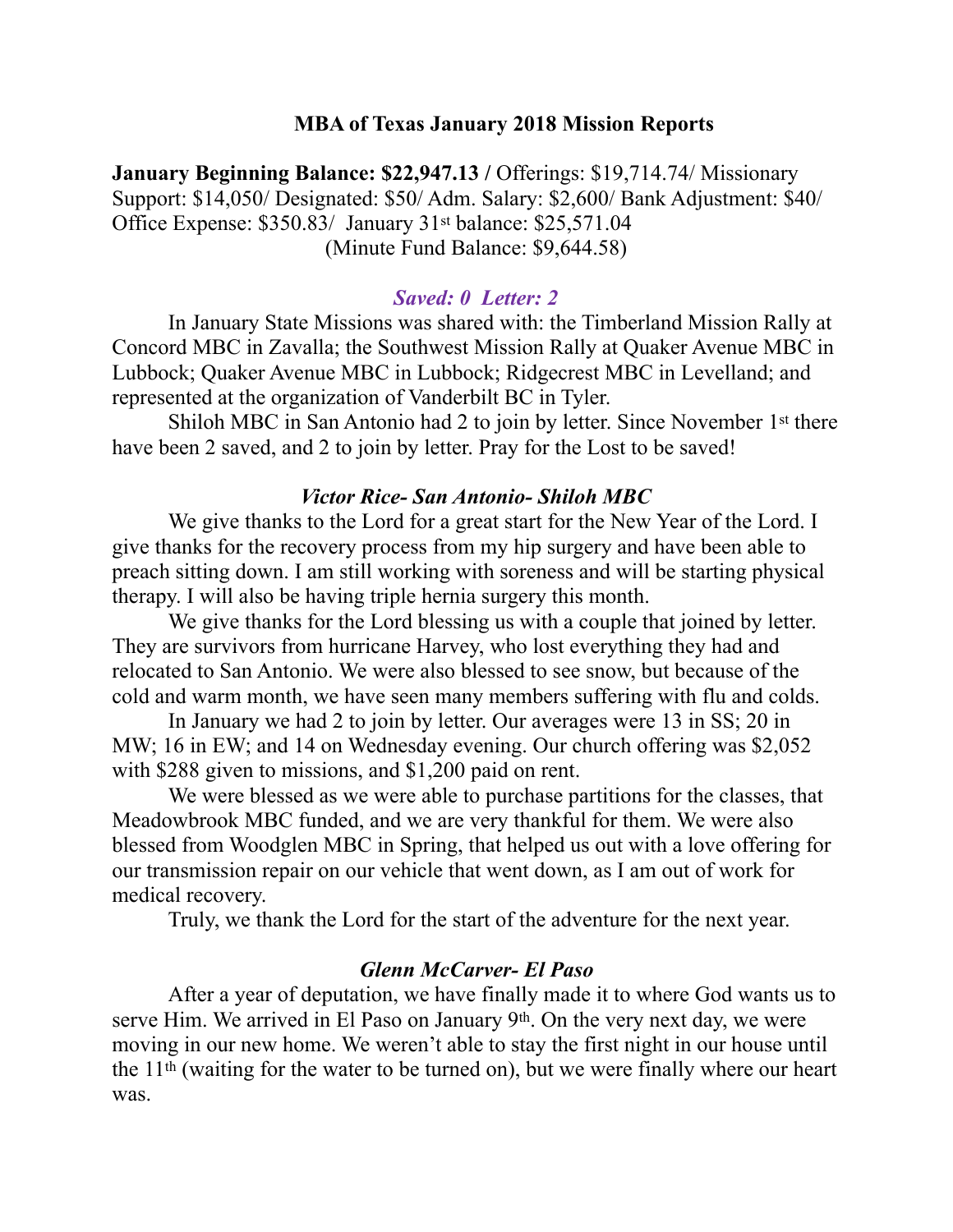## MBA of Texas January 2018 Mission Reports

**January Beginning Balance: $22,947.13 /** Offerings: $19,714.74/ Missionary Support: $14,050/ Designated: $50/ Adm. Salary: $2,600/ Bank Adjustment: $40/ Office Expense: $350.83/ January 31st balance: $25,571.04 (Minute Fund Balance: $9,644.58)

***Saved: 0 Letter: 2***

In January State Missions was shared with: the Timberland Mission Rally at Concord MBC in Zavalla; the Southwest Mission Rally at Quaker Avenue MBC in Lubbock; Quaker Avenue MBC in Lubbock; Ridgecrest MBC in Levelland; and represented at the organization of Vanderbilt BC in Tyler.

Shiloh MBC in San Antonio had 2 to join by letter. Since November 1st there have been 2 saved, and 2 to join by letter. Pray for the Lost to be saved!

***Victor Rice- San Antonio- Shiloh MBC***

We give thanks to the Lord for a great start for the New Year of the Lord. I give thanks for the recovery process from my hip surgery and have been able to preach sitting down. I am still working with soreness and will be starting physical therapy. I will also be having triple hernia surgery this month.

We give thanks for the Lord blessing us with a couple that joined by letter. They are survivors from hurricane Harvey, who lost everything they had and relocated to San Antonio. We were also blessed to see snow, but because of the cold and warm month, we have seen many members suffering with flu and colds.

In January we had 2 to join by letter. Our averages were 13 in SS; 20 in MW; 16 in EW; and 14 on Wednesday evening. Our church offering was $2,052 with $288 given to missions, and $1,200 paid on rent.

We were blessed as we were able to purchase partitions for the classes, that Meadowbrook MBC funded, and we are very thankful for them. We were also blessed from Woodglen MBC in Spring, that helped us out with a love offering for our transmission repair on our vehicle that went down, as I am out of work for medical recovery.

Truly, we thank the Lord for the start of the adventure for the next year.

***Glenn McCarver- El Paso***

After a year of deputation, we have finally made it to where God wants us to serve Him. We arrived in El Paso on January 9th. On the very next day, we were moving in our new home. We weren't able to stay the first night in our house until the 11th (waiting for the water to be turned on), but we were finally where our heart was.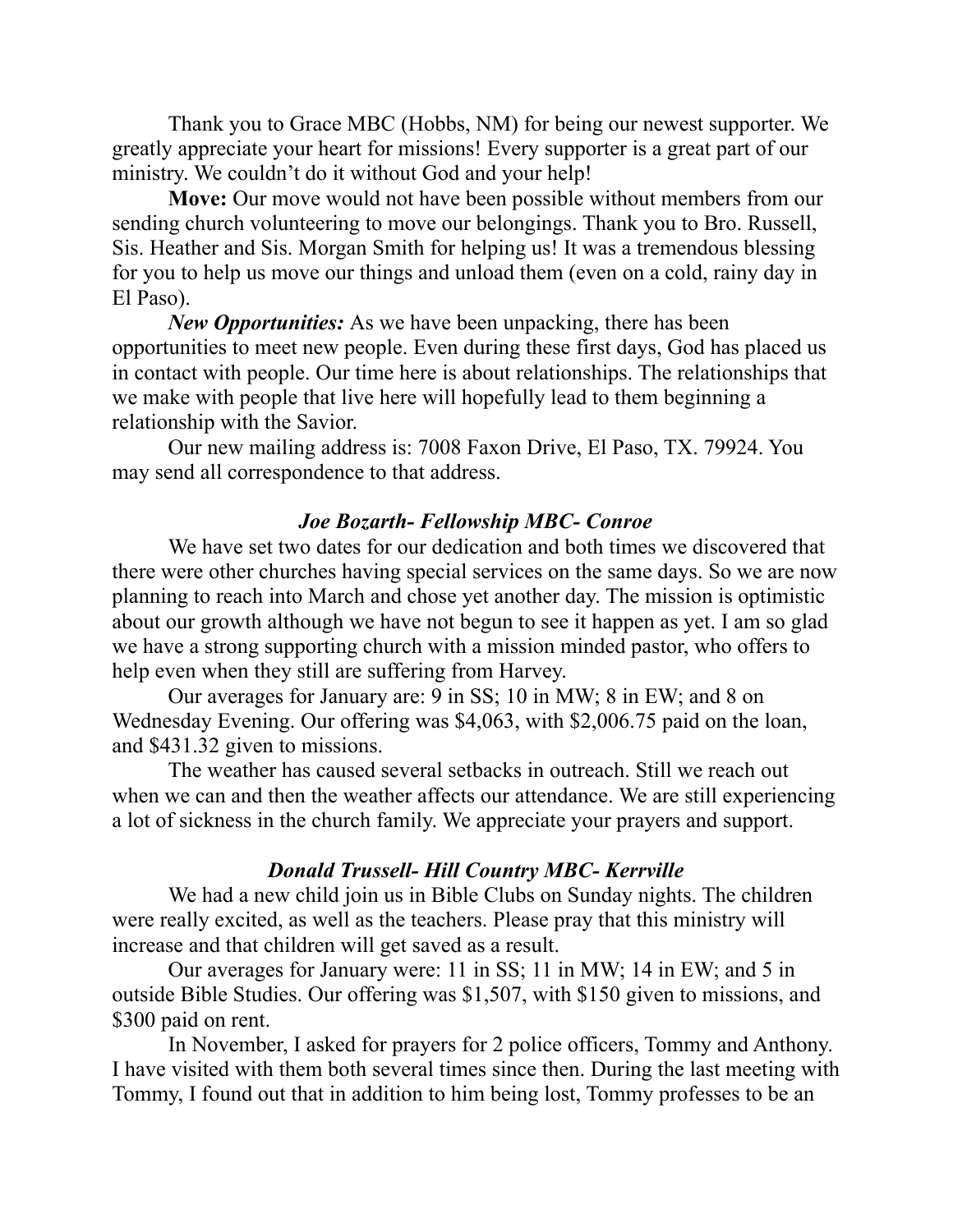Thank you to Grace MBC (Hobbs, NM) for being our newest supporter. We greatly appreciate your heart for missions! Every supporter is a great part of our ministry. We couldn't do it without God and your help!

**Move:** Our move would not have been possible without members from our sending church volunteering to move our belongings. Thank you to Bro. Russell, Sis. Heather and Sis. Morgan Smith for helping us! It was a tremendous blessing for you to help us move our things and unload them (even on a cold, rainy day in El Paso).

***New Opportunities:*** As we have been unpacking, there has been opportunities to meet new people. Even during these first days, God has placed us in contact with people. Our time here is about relationships. The relationships that we make with people that live here will hopefully lead to them beginning a relationship with the Savior.

Our new mailing address is: 7008 Faxon Drive, El Paso, TX. 79924. You may send all correspondence to that address.

### *Joe Bozarth- Fellowship MBC- Conroe*

We have set two dates for our dedication and both times we discovered that there were other churches having special services on the same days. So we are now planning to reach into March and chose yet another day. The mission is optimistic about our growth although we have not begun to see it happen as yet. I am so glad we have a strong supporting church with a mission minded pastor, who offers to help even when they still are suffering from Harvey.

Our averages for January are: 9 in SS; 10 in MW; 8 in EW; and 8 on Wednesday Evening. Our offering was $4,063, with $2,006.75 paid on the loan, and $431.32 given to missions.

The weather has caused several setbacks in outreach. Still we reach out when we can and then the weather affects our attendance. We are still experiencing a lot of sickness in the church family. We appreciate your prayers and support.

### *Donald Trussell- Hill Country MBC- Kerrville*

We had a new child join us in Bible Clubs on Sunday nights. The children were really excited, as well as the teachers. Please pray that this ministry will increase and that children will get saved as a result.

Our averages for January were: 11 in SS; 11 in MW; 14 in EW; and 5 in outside Bible Studies. Our offering was $1,507, with $150 given to missions, and $300 paid on rent.

In November, I asked for prayers for 2 police officers, Tommy and Anthony. I have visited with them both several times since then. During the last meeting with Tommy, I found out that in addition to him being lost, Tommy professes to be an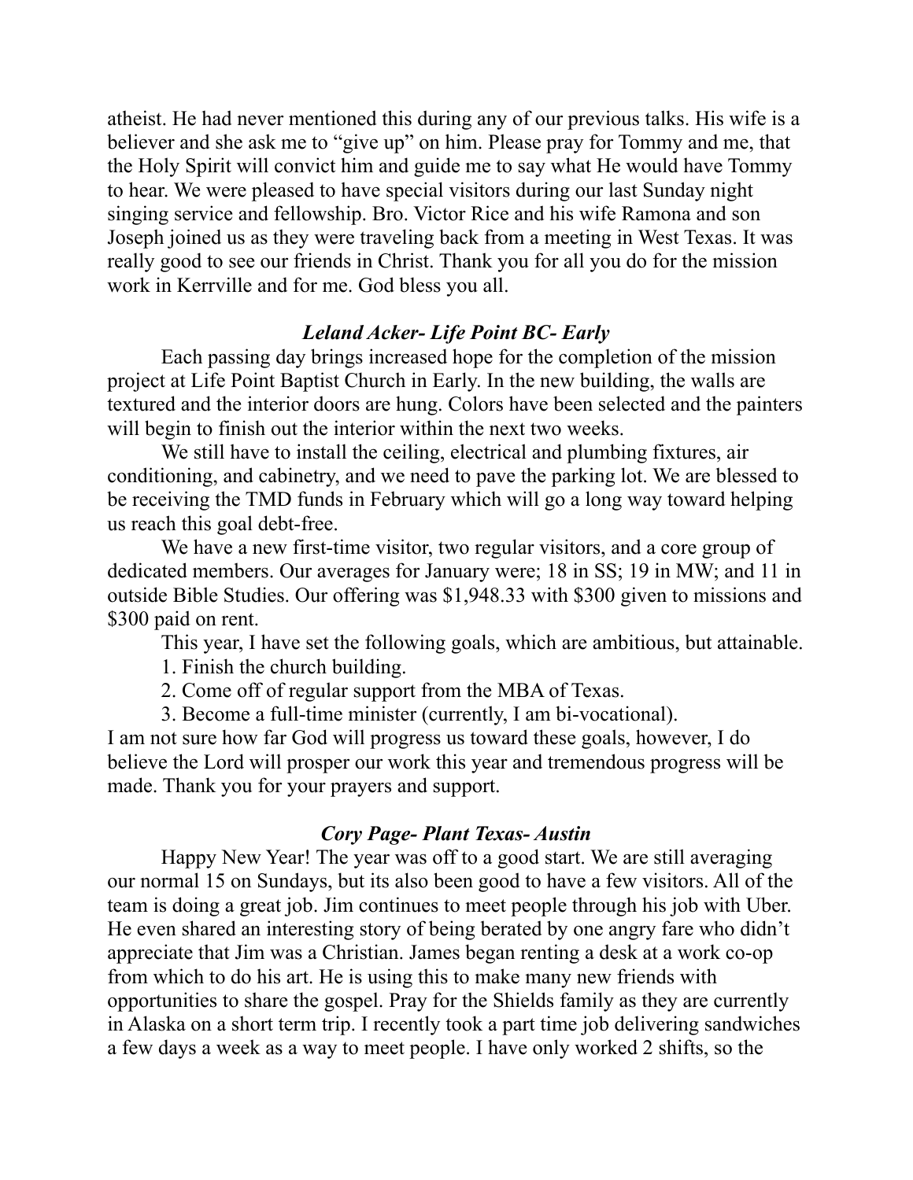atheist. He had never mentioned this during any of our previous talks. His wife is a believer and she ask me to “give up” on him. Please pray for Tommy and me, that the Holy Spirit will convict him and guide me to say what He would have Tommy to hear. We were pleased to have special visitors during our last Sunday night singing service and fellowship. Bro. Victor Rice and his wife Ramona and son Joseph joined us as they were traveling back from a meeting in West Texas. It was really good to see our friends in Christ. Thank you for all you do for the mission work in Kerrville and for me. God bless you all.

### ***Leland Acker- Life Point BC- Early***

Each passing day brings increased hope for the completion of the mission project at Life Point Baptist Church in Early. In the new building, the walls are textured and the interior doors are hung. Colors have been selected and the painters will begin to finish out the interior within the next two weeks.

We still have to install the ceiling, electrical and plumbing fixtures, air conditioning, and cabinetry, and we need to pave the parking lot. We are blessed to be receiving the TMD funds in February which will go a long way toward helping us reach this goal debt-free.

We have a new first-time visitor, two regular visitors, and a core group of dedicated members. Our averages for January were; 18 in SS; 19 in MW; and 11 in outside Bible Studies. Our offering was $1,948.33 with $300 given to missions and $300 paid on rent.

This year, I have set the following goals, which are ambitious, but attainable.

1. Finish the church building.
2. Come off of regular support from the MBA of Texas.
3. Become a full-time minister (currently, I am bi-vocational).

I am not sure how far God will progress us toward these goals, however, I do believe the Lord will prosper our work this year and tremendous progress will be made. Thank you for your prayers and support.

### ***Cory Page- Plant Texas- Austin***

Happy New Year! The year was off to a good start. We are still averaging our normal 15 on Sundays, but its also been good to have a few visitors. All of the team is doing a great job. Jim continues to meet people through his job with Uber. He even shared an interesting story of being berated by one angry fare who didn’t appreciate that Jim was a Christian. James began renting a desk at a work co-op from which to do his art. He is using this to make many new friends with opportunities to share the gospel. Pray for the Shields family as they are currently in Alaska on a short term trip. I recently took a part time job delivering sandwiches a few days a week as a way to meet people. I have only worked 2 shifts, so the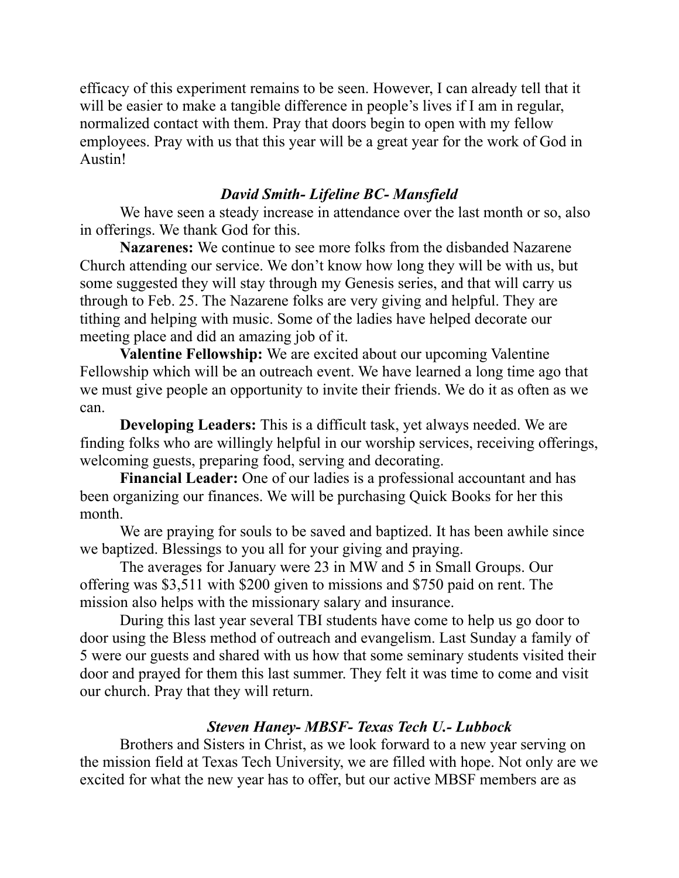efficacy of this experiment remains to be seen. However, I can already tell that it will be easier to make a tangible difference in people's lives if I am in regular, normalized contact with them. Pray that doors begin to open with my fellow employees. Pray with us that this year will be a great year for the work of God in Austin!

### *David Smith- Lifeline BC- Mansfield*

We have seen a steady increase in attendance over the last month or so, also in offerings. We thank God for this.

**Nazarenes:** We continue to see more folks from the disbanded Nazarene Church attending our service. We don't know how long they will be with us, but some suggested they will stay through my Genesis series, and that will carry us through to Feb. 25. The Nazarene folks are very giving and helpful. They are tithing and helping with music. Some of the ladies have helped decorate our meeting place and did an amazing job of it.

**Valentine Fellowship:** We are excited about our upcoming Valentine Fellowship which will be an outreach event. We have learned a long time ago that we must give people an opportunity to invite their friends. We do it as often as we can.

**Developing Leaders:** This is a difficult task, yet always needed. We are finding folks who are willingly helpful in our worship services, receiving offerings, welcoming guests, preparing food, serving and decorating.

**Financial Leader:** One of our ladies is a professional accountant and has been organizing our finances. We will be purchasing Quick Books for her this month.

We are praying for souls to be saved and baptized. It has been awhile since we baptized. Blessings to you all for your giving and praying.

The averages for January were 23 in MW and 5 in Small Groups. Our offering was $3,511 with $200 given to missions and $750 paid on rent. The mission also helps with the missionary salary and insurance.

During this last year several TBI students have come to help us go door to door using the Bless method of outreach and evangelism. Last Sunday a family of 5 were our guests and shared with us how that some seminary students visited their door and prayed for them this last summer. They felt it was time to come and visit our church. Pray that they will return.

### *Steven Haney- MBSF- Texas Tech U.- Lubbock*

Brothers and Sisters in Christ, as we look forward to a new year serving on the mission field at Texas Tech University, we are filled with hope. Not only are we excited for what the new year has to offer, but our active MBSF members are as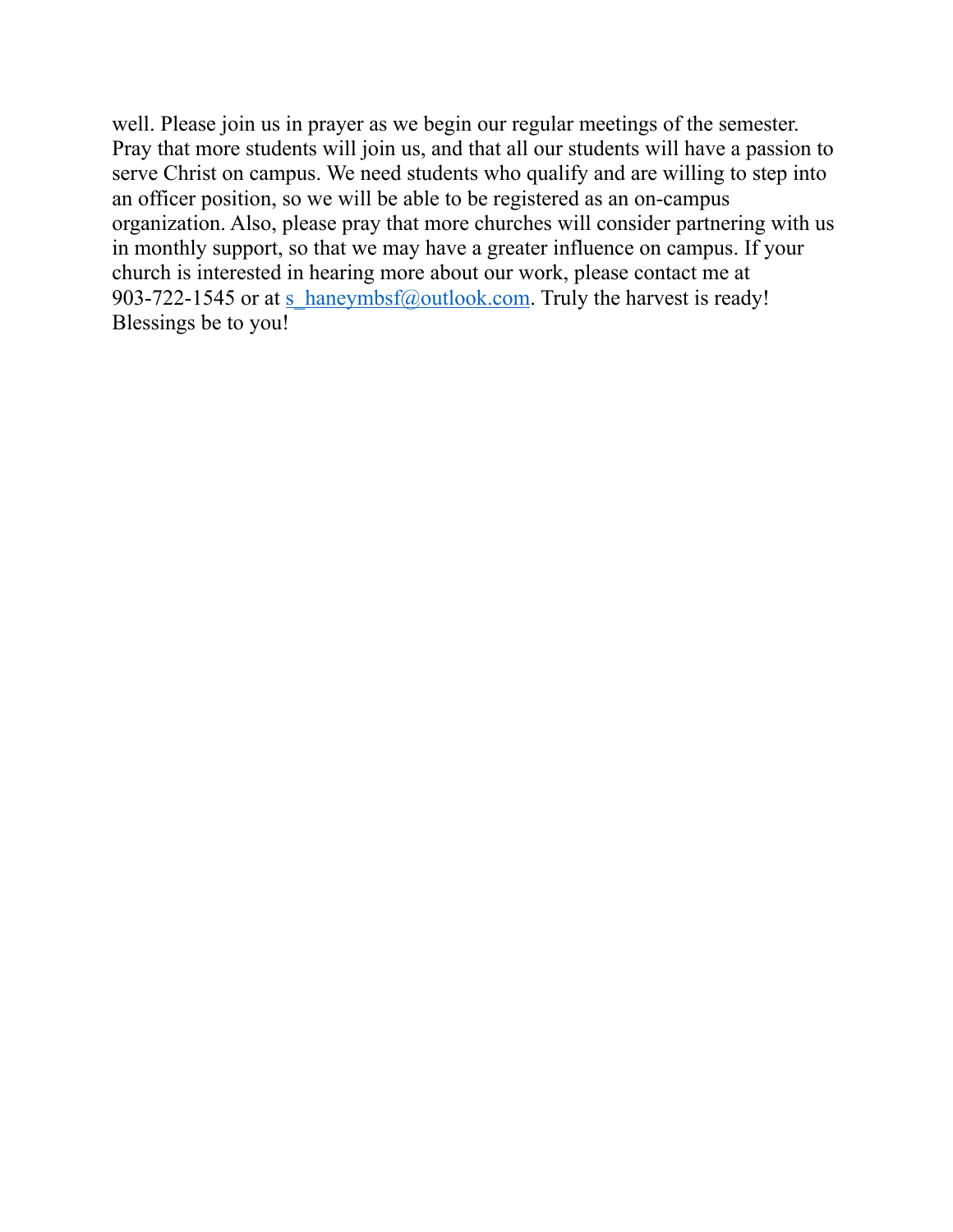well. Please join us in prayer as we begin our regular meetings of the semester. Pray that more students will join us, and that all our students will have a passion to serve Christ on campus. We need students who qualify and are willing to step into an officer position, so we will be able to be registered as an on-campus organization. Also, please pray that more churches will consider partnering with us in monthly support, so that we may have a greater influence on campus. If your church is interested in hearing more about our work, please contact me at 903-722-1545 or at s_haneymbsf@outlook.com. Truly the harvest is ready! Blessings be to you!